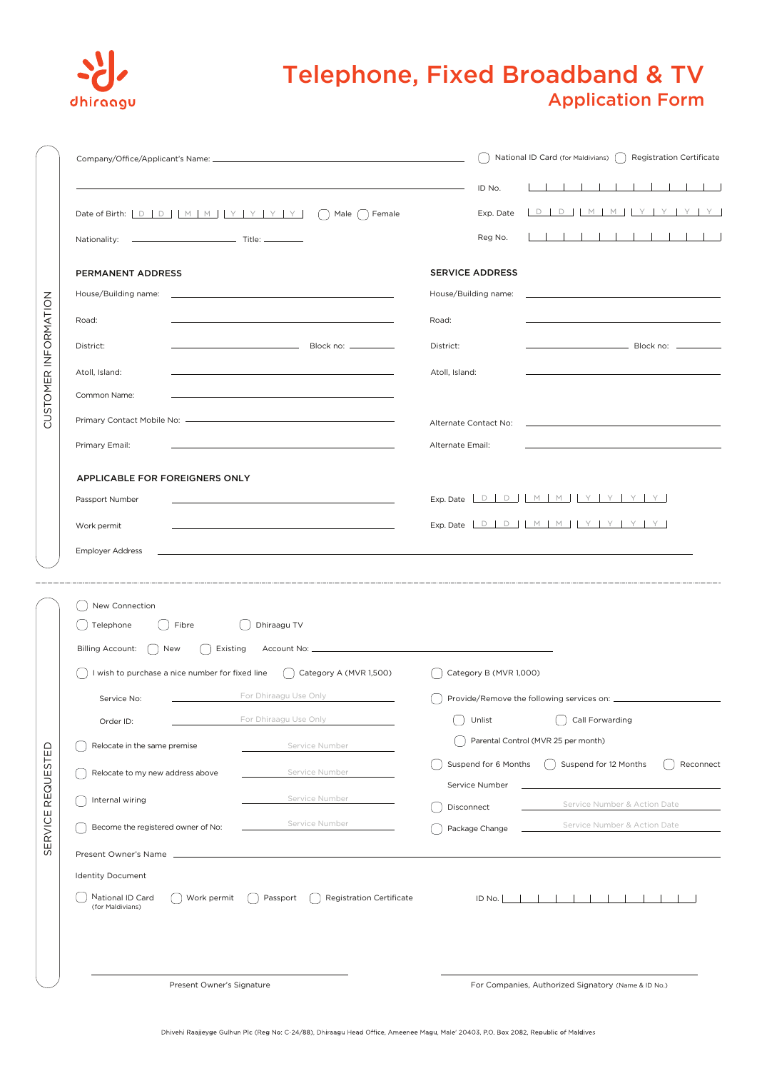dhiraagu

# Telephone, Fixed Broadband & TV
## Application Form

## CUSTOMER INFORMATION

Company/Office/Applicant's Name: ______________________________

☐ National ID Card (for Maldivians) ☐ Registration Certificate

ID No. ____________

Date of Birth: D D | M M | Y Y Y Y ☐ Male ☐ Female

Exp. Date D D | M M | Y Y Y Y

Nationality: ______________ Title: ________

Reg No. ____________

### PERMANENT ADDRESS

House/Building name: ______________________________

Road: ______________________________

District: ______________ Block no: ________

Atoll, Island: ______________________________

Common Name: ______________________________

Primary Contact Mobile No: ______________________________

Primary Email: ______________________________

### SERVICE ADDRESS

House/Building name: ______________________________

Road: ______________________________

District: ______________ Block no: ________

Atoll, Island: ______________________________

Alternate Contact No: ______________________________

Alternate Email: ______________________________

### APPLICABLE FOR FOREIGNERS ONLY

Passport Number ______________________________ Exp. Date D D | M M | Y Y Y Y

Work permit ______________________________ Exp. Date D D | M M | Y Y Y Y

Employer Address ______________________________

## SERVICE REQUESTED

☐ New Connection

☐ Telephone ☐ Fibre ☐ Dhiraagu TV

Billing Account: ☐ New ☐ Existing Account No: ______________________________

☐ I wish to purchase a nice number for fixed line ☐ Category A (MVR 1,500) ☐ Category B (MVR 1,000)

Service No: For Dhiraagu Use Only

Order ID: For Dhiraagu Use Only

☐ Provide/Remove the following services on: ____________

☐ Unlist ☐ Call Forwarding

☐ Parental Control (MVR 25 per month)

☐ Relocate in the same premise ______ Service Number

☐ Relocate to my new address above ______ Service Number

☐ Internal wiring ______ Service Number

☐ Become the registered owner of No: ______ Service Number

☐ Suspend for 6 Months ☐ Suspend for 12 Months ☐ Reconnect

Service Number ______________________________

☐ Disconnect ______ Service Number & Action Date

☐ Package Change ______ Service Number & Action Date

Present Owner's Name ______________________________

Identity Document

☐ National ID Card (for Maldivians) ☐ Work permit ☐ Passport ☐ Registration Certificate

ID No. ____________

______________________________
Present Owner's Signature

______________________________
For Companies, Authorized Signatory (Name & ID No.)

Dhivehi Raajjeyge Gulhun Plc (Reg No: C-24/88), Dhiraagu Head Office, Ameenee Magu, Male' 20403, P.O. Box 2082, Republic of Maldives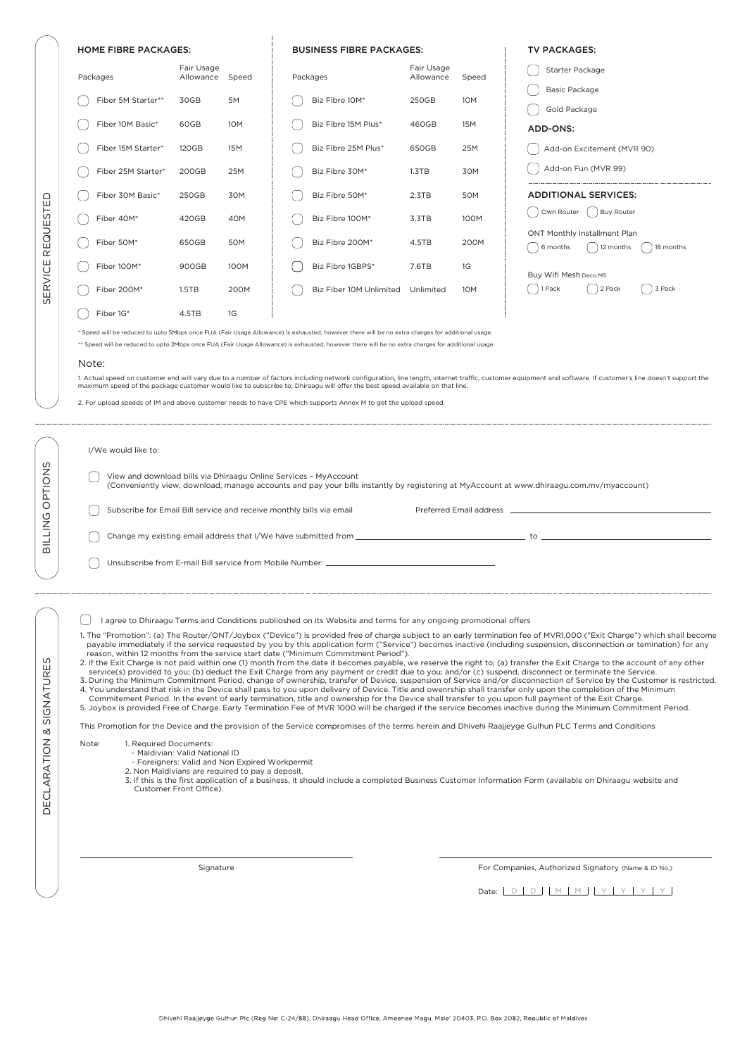## SERVICE REQUESTED

### HOME FIBRE PACKAGES:

| Packages | Fair Usage Allowance | Speed |
|---|---|---|
| ◯ Fiber 5M Starter** | 30GB | 5M |
| ◯ Fiber 10M Basic* | 60GB | 10M |
| ◯ Fiber 15M Starter* | 120GB | 15M |
| ◯ Fiber 25M Starter* | 200GB | 25M |
| ◯ Fiber 30M Basic* | 250GB | 30M |
| ◯ Fiber 40M* | 420GB | 40M |
| ◯ Fiber 50M* | 650GB | 50M |
| ◯ Fiber 100M* | 900GB | 100M |
| ◯ Fiber 200M* | 1.5TB | 200M |
| ◯ Fiber 1G* | 4.5TB | 1G |

### BUSINESS FIBRE PACKAGES:

| Packages | Fair Usage Allowance | Speed |
|---|---|---|
| ◯ Biz Fibre 10M* | 250GB | 10M |
| ◯ Biz Fibre 15M Plus* | 460GB | 15M |
| ◯ Biz Fibre 25M Plus* | 650GB | 25M |
| ◯ Biz Fibre 30M* | 1.3TB | 30M |
| ◯ Biz Fibre 50M* | 2.3TB | 50M |
| ◯ Biz Fibre 100M* | 3.3TB | 100M |
| ◯ Biz Fibre 200M* | 4.5TB | 200M |
| ◯ Biz Fibre 1GBPS* | 7.6TB | 1G |
| ◯ Biz Fiber 10M Unlimited | Unlimited | 10M |

### TV PACKAGES:

◯ Starter Package

◯ Basic Package

◯ Gold Package

### ADD-ONS:

◯ Add-on Excitement (MVR 90)

◯ Add-on Fun (MVR 99)

### ADDITIONAL SERVICES:

◯ Own Router ◯ Buy Router

ONT Monthly Installment Plan

◯ 6 months ◯ 12 months ◯ 18 months

Buy Wifi Mesh Deco M5

◯ 1 Pack ◯ 2 Pack ◯ 3 Pack

* Speed will be reduced to upto 5Mbps once FUA (Fair Usage Allowance) is exhausted, however there will be no extra charges for additional usage.

** Speed will be reduced to upto 2Mbps once FUA (Fair Usage Allowance) is exhausted, however there will be no extra charges for additional usage.

Note:

1. Actual speed on customer end will vary due to a number of factors including network configuration, line length, internet traffic, customer equipment and software. If customer's line doesn't support the maximum speed of the package customer would like to subscribe to, Dhiraagu will offer the best speed available on that line.

2. For upload speeds of 1M and above customer needs to have CPE which supports Annex M to get the upload speed.

## BILLING OPTIONS

I/We would like to:

◯ View and download bills via Dhiraagu Online Services – MyAccount
(Conveniently view, download, manage accounts and pay your bills instantly by registering at MyAccount at www.dhiraagu.com.mv/myaccount)

◯ Subscribe for Email Bill service and receive monthly bills via email Preferred Email address ____________________

◯ Change my existing email address that I/We have submitted from ____________________ to ____________________

◯ Unsubscribe from E-mail Bill service from Mobile Number: ____________________

## DECLARATION & SIGNATURES

◯ I agree to Dhiraagu Terms and Conditions publioshed on its Website and terms for any ongoing promotional offers

1. The "Promotion": (a) The Router/ONT/Joybox ("Device") is provided free of charge subject to an early termination fee of MVR1,000 ("Exit Charge") which shall become payable immediately if the service requested by you by this application form ("Service") becomes inactive (including suspension, disconnection or temination) for any reason, within 12 months from the service start date ("Minimum Commitment Period").
2. If the Exit Charge is not paid within one (1) month from the date it becomes payable, we reserve the right to; (a) transfer the Exit Charge to the account of any other service(s) provided to you; (b) deduct the Exit Charge from any payment or credit due to you; and/or (c) suspend, disconnect or terminate the Service.
3. During the Minimum Commitment Period, change of ownership, transfer of Device, suspension of Service and/or disconnection of Service by the Customer is restricted.
4. You understand that risk in the Device shall pass to you upon delivery of Device. Title and owenrship shall transfer only upon the completion of the Minimum Commitement Period. In the event of early termination, title and ownership for the Device shall transfer to you upon full payment of the Exit Charge.
5. Joybox is provided Free of Charge. Early Termination Fee of MVR 1000 will be charged if the service becomes inactive during the Minimum Commitment Period.

This Promotion for the Device and the provision of the Service compromises of the terms herein and Dhivehi Raajjeyge Gulhun PLC Terms and Conditions

Note:
1. Required Documents:
   - Maldivian: Valid National ID
   - Foreigners: Valid and Non Expired Workpermit
2. Non Maldivians are required to pay a deposit.
3. If this is the first application of a business, it should include a completed Business Customer Information Form (available on Dhiraagu website and Customer Front Office).

____________________
Signature

____________________
For Companies, Authorized Signatory (Name & ID No.)

Date: D D | M M | Y Y Y Y

Dhivehi Raajjeyge Gulhun Plc (Reg No: C-24/88), Dhiraagu Head Office, Ameenee Magu, Male' 20403, P.O. Box 2082, Republic of Maldives